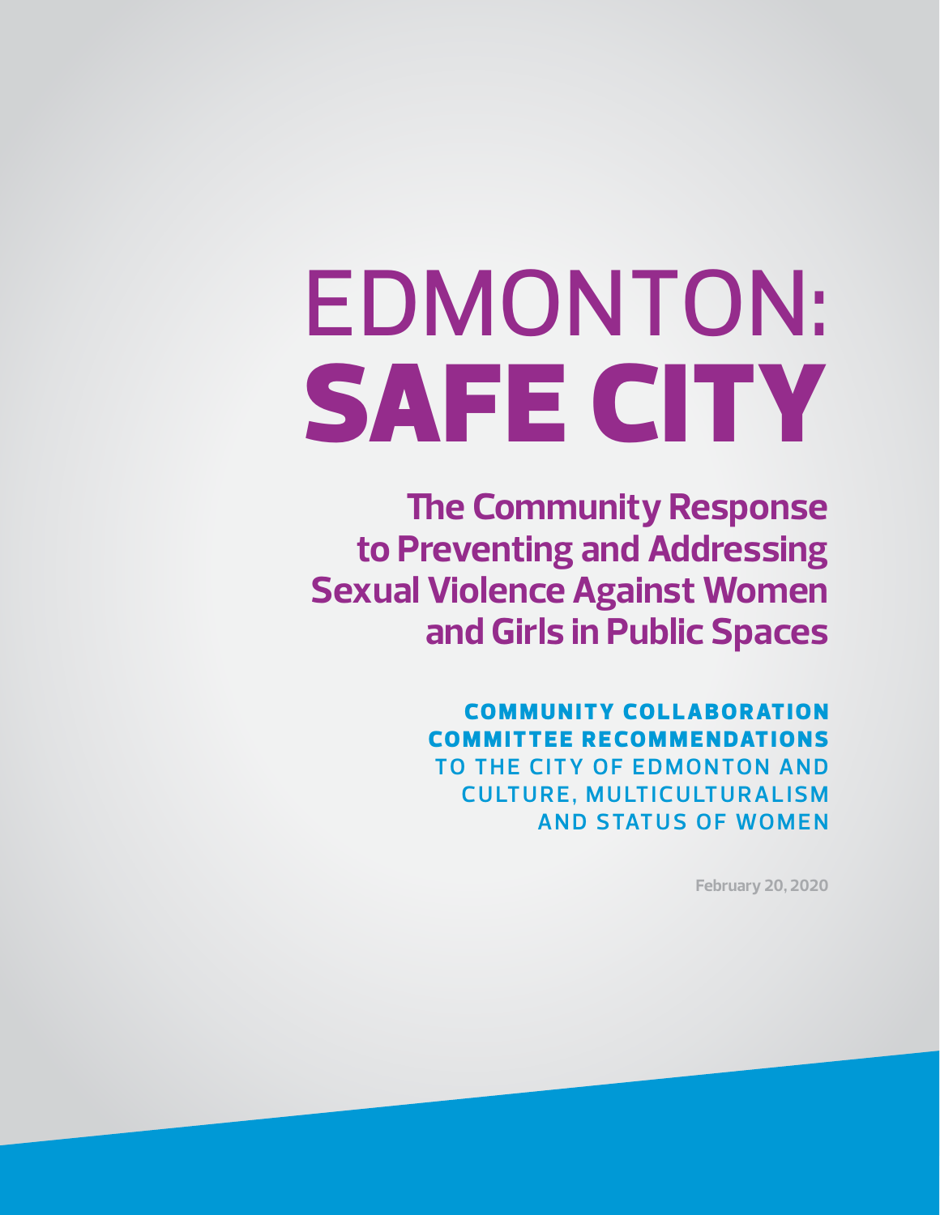# EDMONTON: SAFE CITY

## The Community Response to Preventing and Addressing Sexual Violence Against Women and Girls in Public Spaces

**COMMUNITY COLLABORATION COMMITTEE RECOMMENDATIONS**
TO THE CITY OF EDMONTON AND CULTURE, MULTICULTURALISM AND STATUS OF WOMEN

February 20, 2020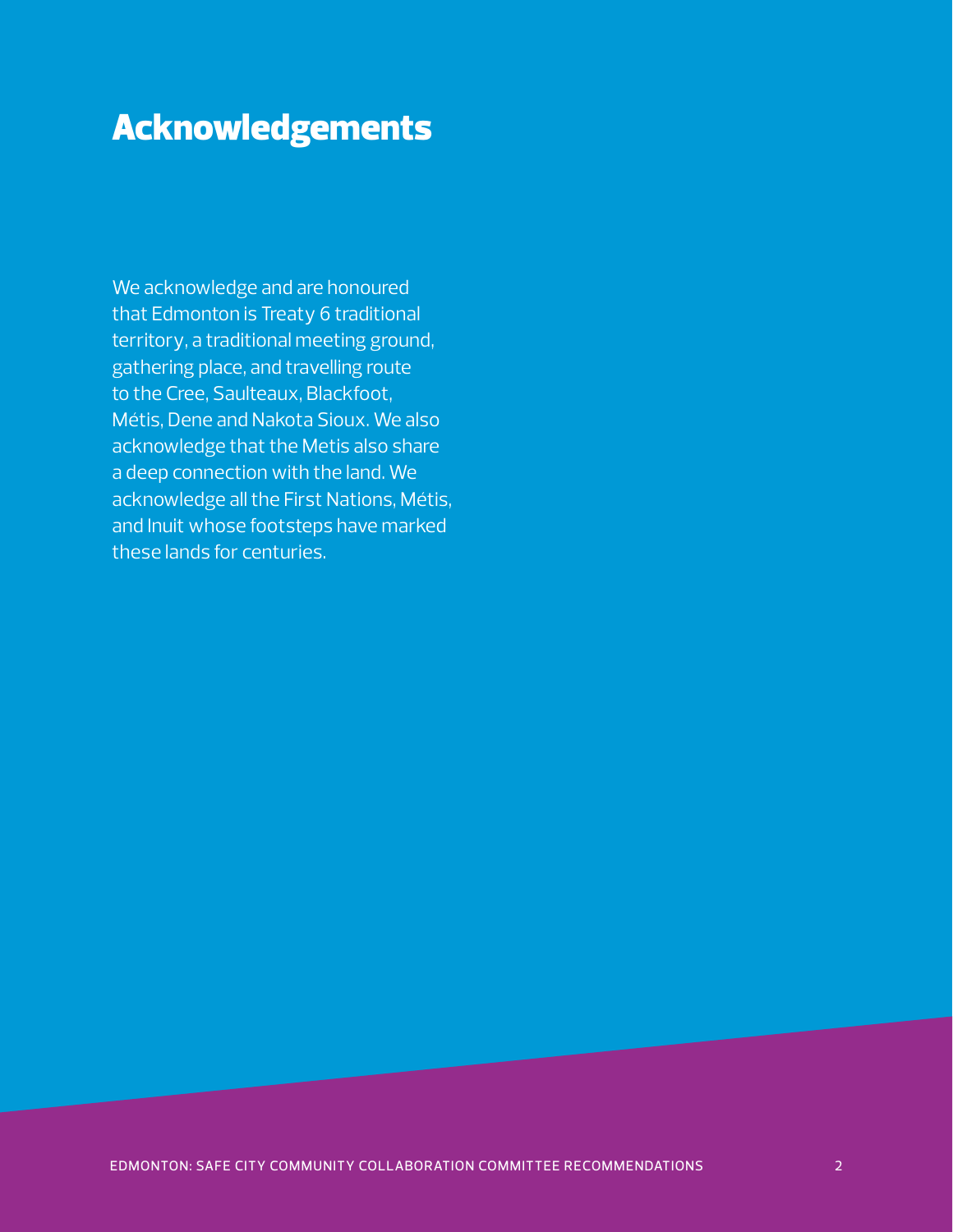# Acknowledgements

We acknowledge and are honoured that Edmonton is Treaty 6 traditional territory, a traditional meeting ground, gathering place, and travelling route to the Cree, Saulteaux, Blackfoot, Métis, Dene and Nakota Sioux. We also acknowledge that the Metis also share a deep connection with the land. We acknowledge all the First Nations, Métis, and Inuit whose footsteps have marked these lands for centuries.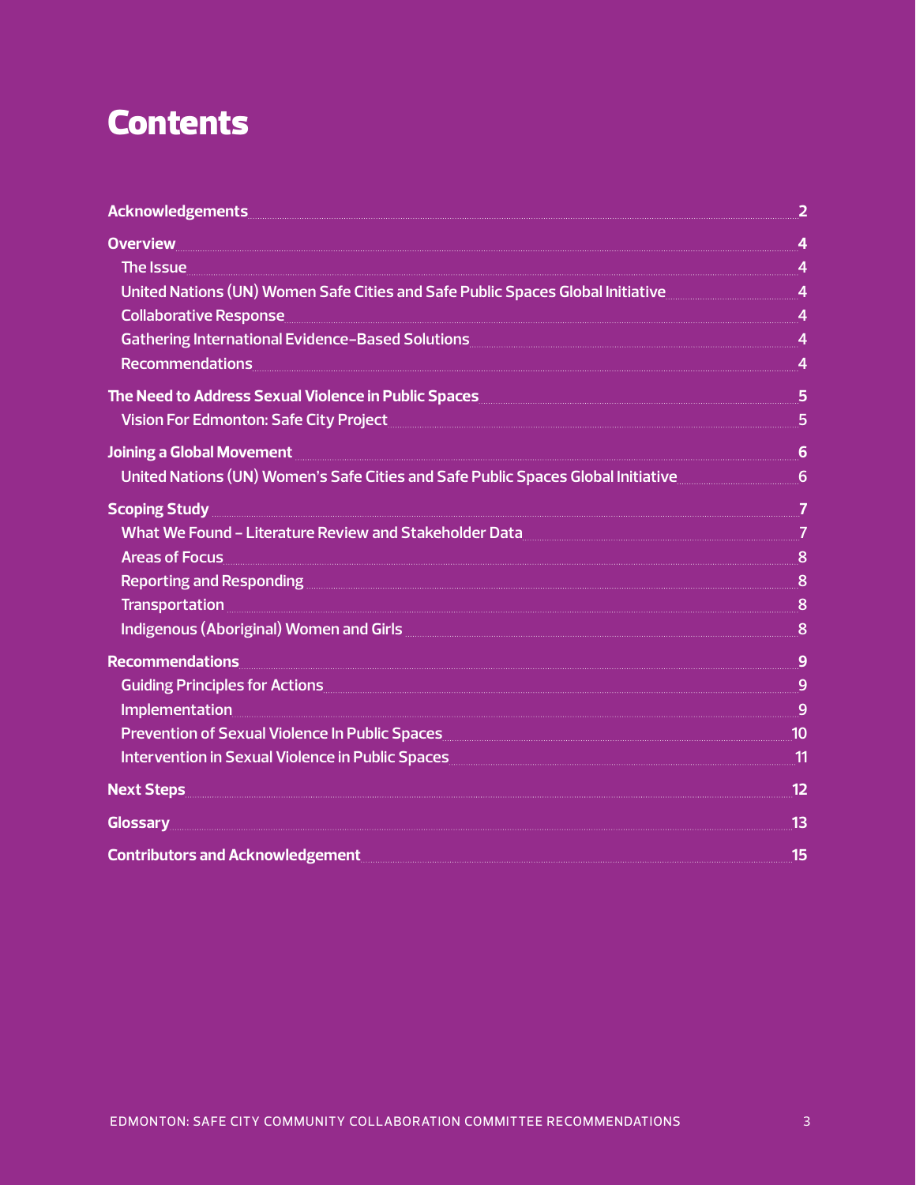# Contents

- **Acknowledgements** .......... 2
- **Overview** .......... 4
  - The Issue .......... 4
  - United Nations (UN) Women Safe Cities and Safe Public Spaces Global Initiative .......... 4
  - Collaborative Response .......... 4
  - Gathering International Evidence-Based Solutions .......... 4
  - Recommendations .......... 4
- **The Need to Address Sexual Violence in Public Spaces** .......... 5
  - Vision For Edmonton: Safe City Project .......... 5
- **Joining a Global Movement** .......... 6
  - United Nations (UN) Women's Safe Cities and Safe Public Spaces Global Initiative .......... 6
- **Scoping Study** .......... 7
  - What We Found – Literature Review and Stakeholder Data .......... 7
  - Areas of Focus .......... 8
  - Reporting and Responding .......... 8
  - Transportation .......... 8
  - Indigenous (Aboriginal) Women and Girls .......... 8
- **Recommendations** .......... 9
  - Guiding Principles for Actions .......... 9
  - Implementation .......... 9
  - Prevention of Sexual Violence In Public Spaces .......... 10
  - Intervention in Sexual Violence in Public Spaces .......... 11
- **Next Steps** .......... 12
- **Glossary** .......... 13
- **Contributors and Acknowledgement** .......... 15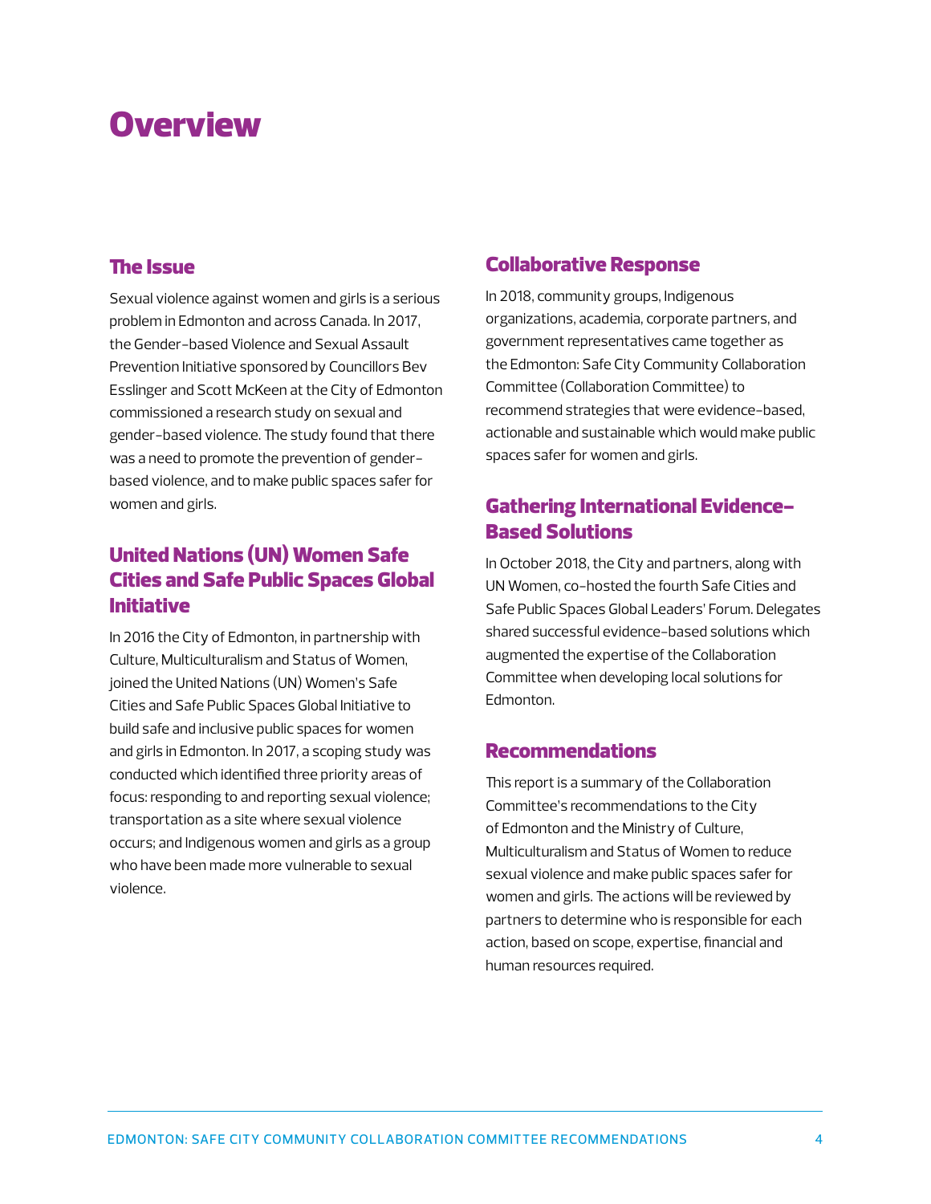# Overview

## The Issue

Sexual violence against women and girls is a serious problem in Edmonton and across Canada. In 2017, the Gender-based Violence and Sexual Assault Prevention Initiative sponsored by Councillors Bev Esslinger and Scott McKeen at the City of Edmonton commissioned a research study on sexual and gender-based violence. The study found that there was a need to promote the prevention of gender-based violence, and to make public spaces safer for women and girls.

## United Nations (UN) Women Safe Cities and Safe Public Spaces Global Initiative

In 2016 the City of Edmonton, in partnership with Culture, Multiculturalism and Status of Women, joined the United Nations (UN) Women's Safe Cities and Safe Public Spaces Global Initiative to build safe and inclusive public spaces for women and girls in Edmonton. In 2017, a scoping study was conducted which identified three priority areas of focus: responding to and reporting sexual violence; transportation as a site where sexual violence occurs; and Indigenous women and girls as a group who have been made more vulnerable to sexual violence.

## Collaborative Response

In 2018, community groups, Indigenous organizations, academia, corporate partners, and government representatives came together as the Edmonton: Safe City Community Collaboration Committee (Collaboration Committee) to recommend strategies that were evidence-based, actionable and sustainable which would make public spaces safer for women and girls.

## Gathering International Evidence-Based Solutions

In October 2018, the City and partners, along with UN Women, co-hosted the fourth Safe Cities and Safe Public Spaces Global Leaders' Forum. Delegates shared successful evidence-based solutions which augmented the expertise of the Collaboration Committee when developing local solutions for Edmonton.

## Recommendations

This report is a summary of the Collaboration Committee's recommendations to the City of Edmonton and the Ministry of Culture, Multiculturalism and Status of Women to reduce sexual violence and make public spaces safer for women and girls. The actions will be reviewed by partners to determine who is responsible for each action, based on scope, expertise, financial and human resources required.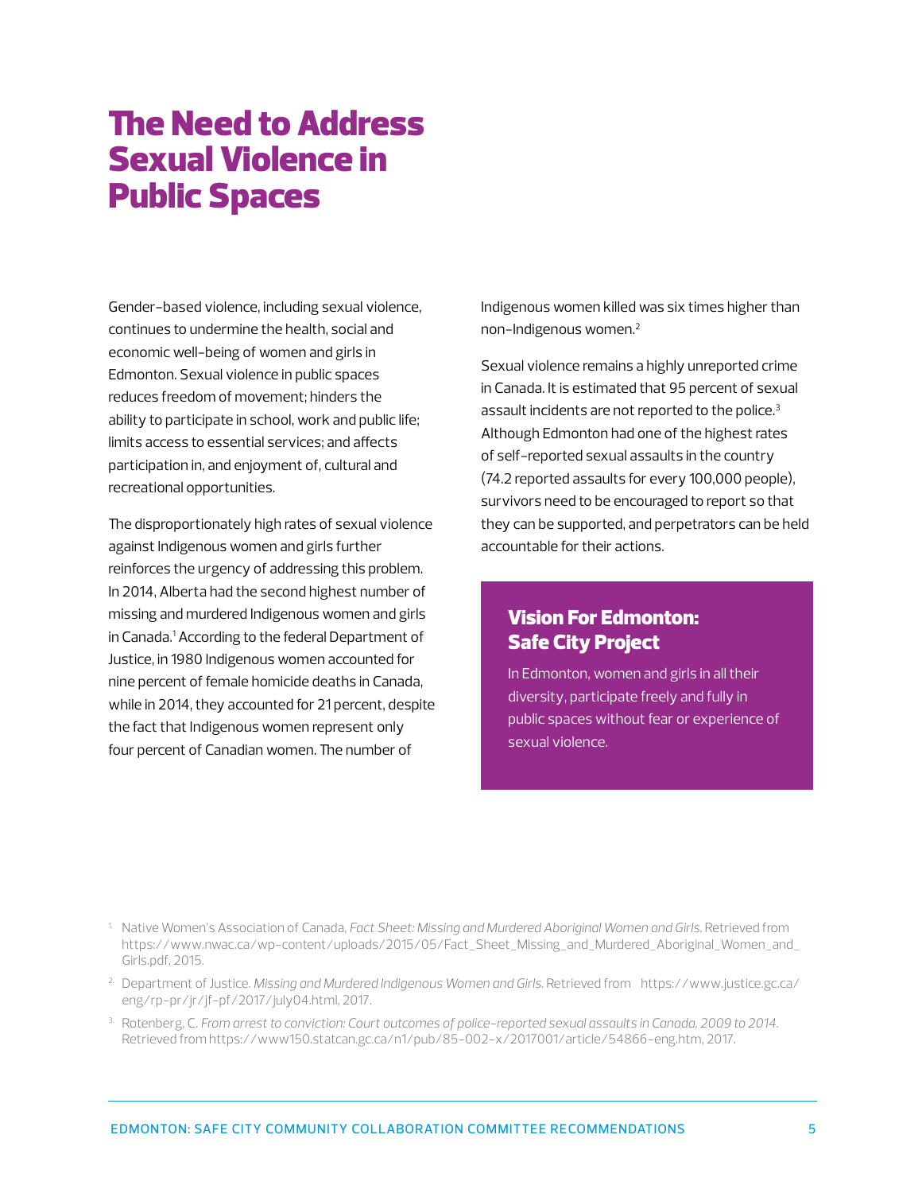# The Need to Address Sexual Violence in Public Spaces

Gender-based violence, including sexual violence, continues to undermine the health, social and economic well-being of women and girls in Edmonton. Sexual violence in public spaces reduces freedom of movement; hinders the ability to participate in school, work and public life; limits access to essential services; and affects participation in, and enjoyment of, cultural and recreational opportunities.

The disproportionately high rates of sexual violence against Indigenous women and girls further reinforces the urgency of addressing this problem. In 2014, Alberta had the second highest number of missing and murdered Indigenous women and girls in Canada.[1] According to the federal Department of Justice, in 1980 Indigenous women accounted for nine percent of female homicide deaths in Canada, while in 2014, they accounted for 21 percent, despite the fact that Indigenous women represent only four percent of Canadian women. The number of Indigenous women killed was six times higher than non-Indigenous women.[2]

Sexual violence remains a highly unreported crime in Canada. It is estimated that 95 percent of sexual assault incidents are not reported to the police.[3] Although Edmonton had one of the highest rates of self-reported sexual assaults in the country (74.2 reported assaults for every 100,000 people), survivors need to be encouraged to report so that they can be supported, and perpetrators can be held accountable for their actions.

## Vision For Edmonton: Safe City Project

In Edmonton, women and girls in all their diversity, participate freely and fully in public spaces without fear or experience of sexual violence.

---

1. Native Women's Association of Canada, *Fact Sheet: Missing and Murdered Aboriginal Women and Girls*. Retrieved from https://www.nwac.ca/wp-content/uploads/2015/05/Fact_Sheet_Missing_and_Murdered_Aboriginal_Women_and_Girls.pdf, 2015.
2. Department of Justice. *Missing and Murdered Indigenous Women and Girls*. Retrieved from https://www.justice.gc.ca/eng/rp-pr/jr/jf-pf/2017/july04.html, 2017.
3. Rotenberg, C. *From arrest to conviction: Court outcomes of police-reported sexual assaults in Canada, 2009 to 2014*. Retrieved from https://www150.statcan.gc.ca/n1/pub/85-002-x/2017001/article/54866-eng.htm, 2017.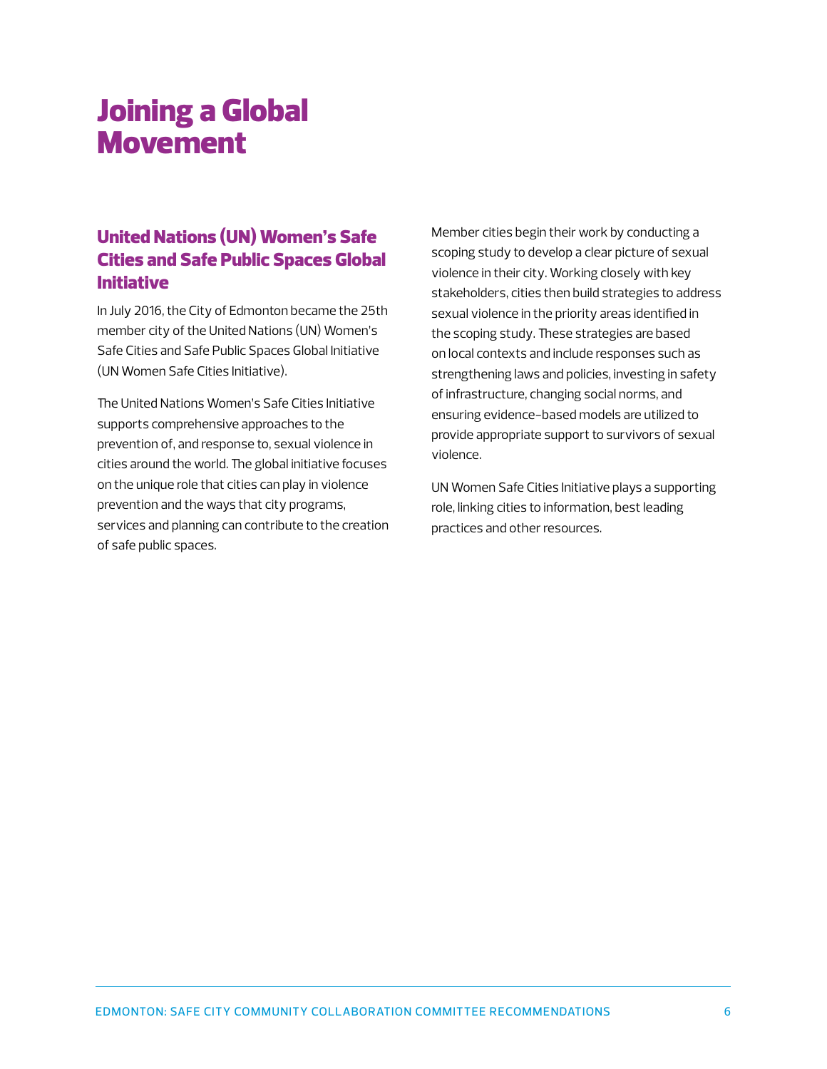# Joining a Global Movement

## United Nations (UN) Women's Safe Cities and Safe Public Spaces Global Initiative

In July 2016, the City of Edmonton became the 25th member city of the United Nations (UN) Women's Safe Cities and Safe Public Spaces Global Initiative (UN Women Safe Cities Initiative).

The United Nations Women's Safe Cities Initiative supports comprehensive approaches to the prevention of, and response to, sexual violence in cities around the world. The global initiative focuses on the unique role that cities can play in violence prevention and the ways that city programs, services and planning can contribute to the creation of safe public spaces.

Member cities begin their work by conducting a scoping study to develop a clear picture of sexual violence in their city. Working closely with key stakeholders, cities then build strategies to address sexual violence in the priority areas identified in the scoping study. These strategies are based on local contexts and include responses such as strengthening laws and policies, investing in safety of infrastructure, changing social norms, and ensuring evidence-based models are utilized to provide appropriate support to survivors of sexual violence.

UN Women Safe Cities Initiative plays a supporting role, linking cities to information, best leading practices and other resources.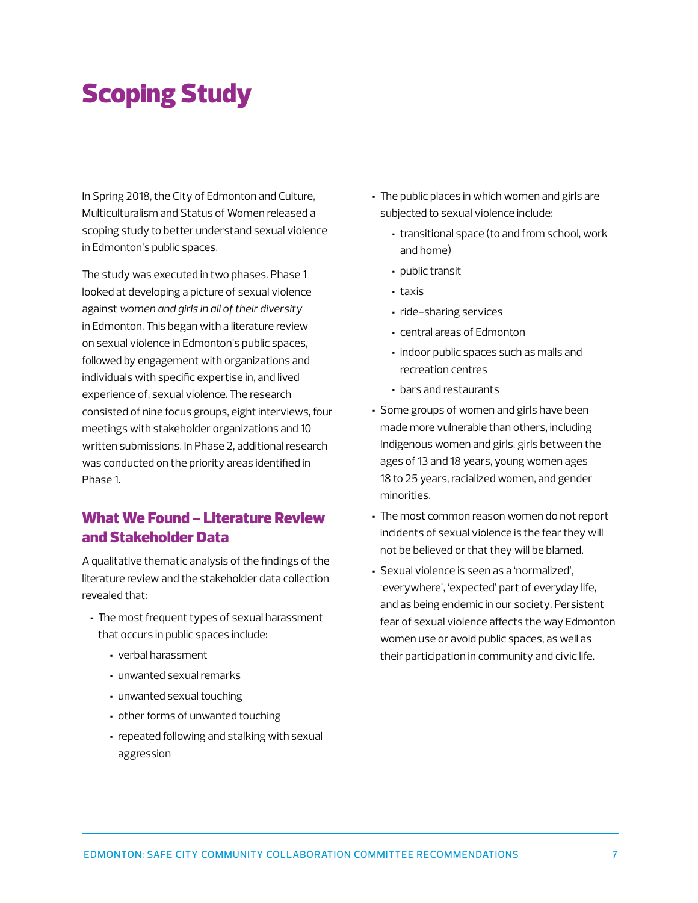# Scoping Study

In Spring 2018, the City of Edmonton and Culture, Multiculturalism and Status of Women released a scoping study to better understand sexual violence in Edmonton's public spaces.

The study was executed in two phases. Phase 1 looked at developing a picture of sexual violence against *women and girls in all of their diversity* in Edmonton. This began with a literature review on sexual violence in Edmonton's public spaces, followed by engagement with organizations and individuals with specific expertise in, and lived experience of, sexual violence. The research consisted of nine focus groups, eight interviews, four meetings with stakeholder organizations and 10 written submissions. In Phase 2, additional research was conducted on the priority areas identified in Phase 1.

## What We Found – Literature Review and Stakeholder Data

A qualitative thematic analysis of the findings of the literature review and the stakeholder data collection revealed that:

- The most frequent types of sexual harassment that occurs in public spaces include:
  - verbal harassment
  - unwanted sexual remarks
  - unwanted sexual touching
  - other forms of unwanted touching
  - repeated following and stalking with sexual aggression
- The public places in which women and girls are subjected to sexual violence include:
  - transitional space (to and from school, work and home)
  - public transit
  - taxis
  - ride-sharing services
  - central areas of Edmonton
  - indoor public spaces such as malls and recreation centres
  - bars and restaurants
- Some groups of women and girls have been made more vulnerable than others, including Indigenous women and girls, girls between the ages of 13 and 18 years, young women ages 18 to 25 years, racialized women, and gender minorities.
- The most common reason women do not report incidents of sexual violence is the fear they will not be believed or that they will be blamed.
- Sexual violence is seen as a 'normalized', 'everywhere', 'expected' part of everyday life, and as being endemic in our society. Persistent fear of sexual violence affects the way Edmonton women use or avoid public spaces, as well as their participation in community and civic life.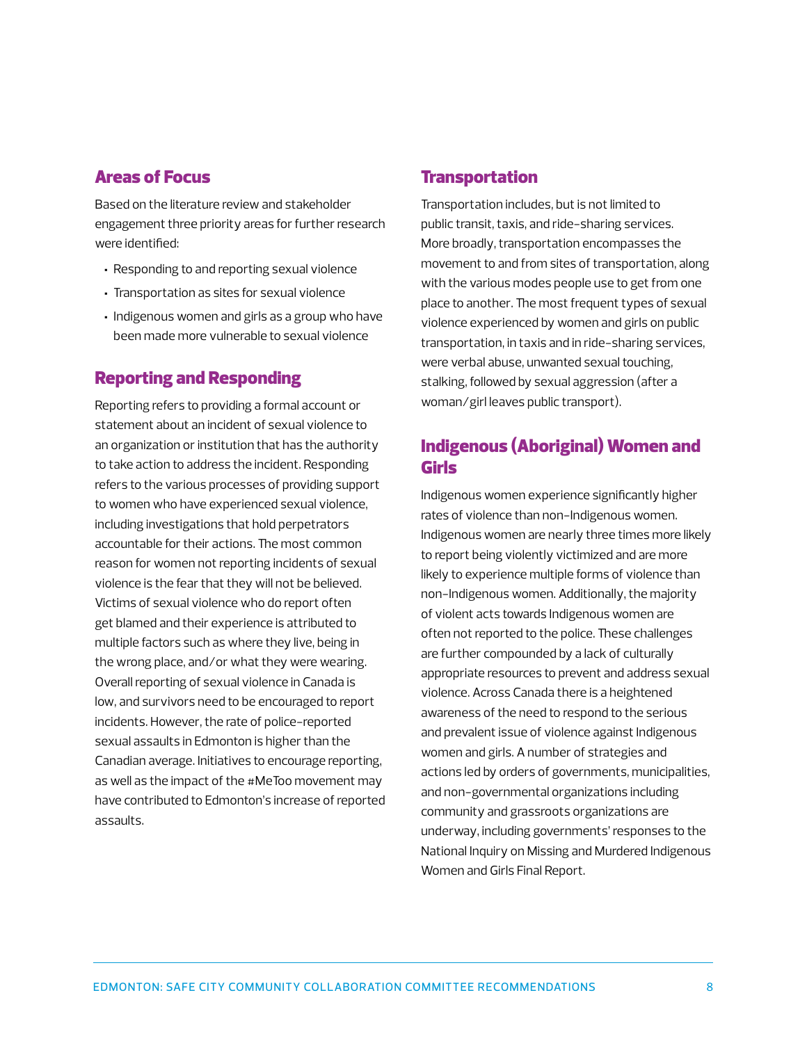## Areas of Focus

Based on the literature review and stakeholder engagement three priority areas for further research were identified:

- Responding to and reporting sexual violence
- Transportation as sites for sexual violence
- Indigenous women and girls as a group who have been made more vulnerable to sexual violence

## Reporting and Responding

Reporting refers to providing a formal account or statement about an incident of sexual violence to an organization or institution that has the authority to take action to address the incident. Responding refers to the various processes of providing support to women who have experienced sexual violence, including investigations that hold perpetrators accountable for their actions. The most common reason for women not reporting incidents of sexual violence is the fear that they will not be believed. Victims of sexual violence who do report often get blamed and their experience is attributed to multiple factors such as where they live, being in the wrong place, and/or what they were wearing. Overall reporting of sexual violence in Canada is low, and survivors need to be encouraged to report incidents. However, the rate of police-reported sexual assaults in Edmonton is higher than the Canadian average. Initiatives to encourage reporting, as well as the impact of the #MeToo movement may have contributed to Edmonton's increase of reported assaults.

## Transportation

Transportation includes, but is not limited to public transit, taxis, and ride-sharing services. More broadly, transportation encompasses the movement to and from sites of transportation, along with the various modes people use to get from one place to another. The most frequent types of sexual violence experienced by women and girls on public transportation, in taxis and in ride-sharing services, were verbal abuse, unwanted sexual touching, stalking, followed by sexual aggression (after a woman/girl leaves public transport).

## Indigenous (Aboriginal) Women and Girls

Indigenous women experience significantly higher rates of violence than non-Indigenous women. Indigenous women are nearly three times more likely to report being violently victimized and are more likely to experience multiple forms of violence than non-Indigenous women. Additionally, the majority of violent acts towards Indigenous women are often not reported to the police. These challenges are further compounded by a lack of culturally appropriate resources to prevent and address sexual violence. Across Canada there is a heightened awareness of the need to respond to the serious and prevalent issue of violence against Indigenous women and girls. A number of strategies and actions led by orders of governments, municipalities, and non-governmental organizations including community and grassroots organizations are underway, including governments' responses to the National Inquiry on Missing and Murdered Indigenous Women and Girls Final Report.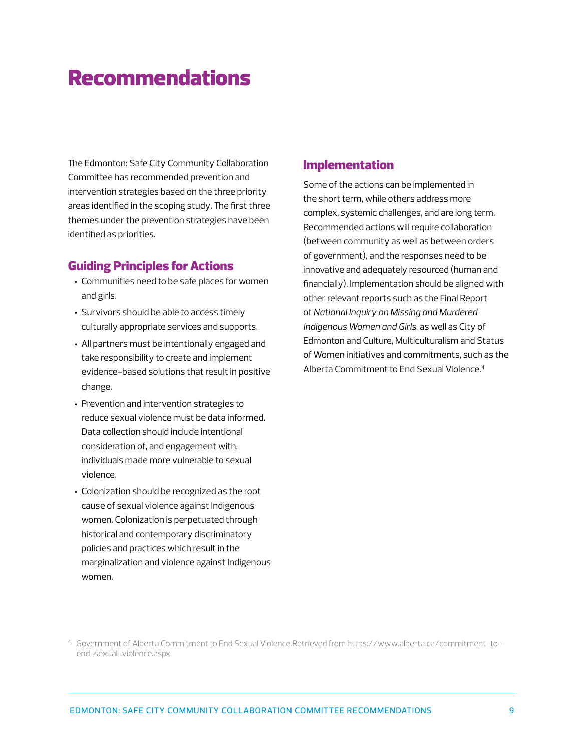# Recommendations

The Edmonton: Safe City Community Collaboration Committee has recommended prevention and intervention strategies based on the three priority areas identified in the scoping study. The first three themes under the prevention strategies have been identified as priorities.

## Guiding Principles for Actions

- Communities need to be safe places for women and girls.
- Survivors should be able to access timely culturally appropriate services and supports.
- All partners must be intentionally engaged and take responsibility to create and implement evidence-based solutions that result in positive change.
- Prevention and intervention strategies to reduce sexual violence must be data informed. Data collection should include intentional consideration of, and engagement with, individuals made more vulnerable to sexual violence.
- Colonization should be recognized as the root cause of sexual violence against Indigenous women. Colonization is perpetuated through historical and contemporary discriminatory policies and practices which result in the marginalization and violence against Indigenous women.

## Implementation

Some of the actions can be implemented in the short term, while others address more complex, systemic challenges, and are long term. Recommended actions will require collaboration (between community as well as between orders of government), and the responses need to be innovative and adequately resourced (human and financially). Implementation should be aligned with other relevant reports such as the Final Report of *National Inquiry on Missing and Murdered Indigenous Women and Girls*, as well as City of Edmonton and Culture, Multiculturalism and Status of Women initiatives and commitments, such as the Alberta Commitment to End Sexual Violence.[4]

[4] Government of Alberta Commitment to End Sexual Violence.Retrieved from https://www.alberta.ca/commitment-to-end-sexual-violence.aspx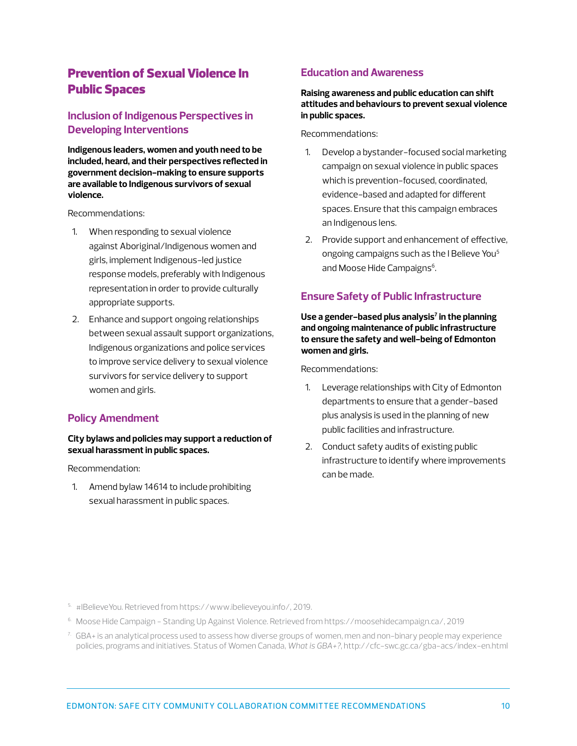# Prevention of Sexual Violence In Public Spaces

## Inclusion of Indigenous Perspectives in Developing Interventions

**Indigenous leaders, women and youth need to be included, heard, and their perspectives reflected in government decision-making to ensure supports are available to Indigenous survivors of sexual violence.**

Recommendations:

1. When responding to sexual violence against Aboriginal/Indigenous women and girls, implement Indigenous-led justice response models, preferably with Indigenous representation in order to provide culturally appropriate supports.
2. Enhance and support ongoing relationships between sexual assault support organizations, Indigenous organizations and police services to improve service delivery to sexual violence survivors for service delivery to support women and girls.

## Policy Amendment

**City bylaws and policies may support a reduction of sexual harassment in public spaces.**

Recommendation:

1. Amend bylaw 14614 to include prohibiting sexual harassment in public spaces.

## Education and Awareness

**Raising awareness and public education can shift attitudes and behaviours to prevent sexual violence in public spaces.**

Recommendations:

1. Develop a bystander-focused social marketing campaign on sexual violence in public spaces which is prevention-focused, coordinated, evidence-based and adapted for different spaces. Ensure that this campaign embraces an Indigenous lens.
2. Provide support and enhancement of effective, ongoing campaigns such as the I Believe You[5] and Moose Hide Campaigns[6].

## Ensure Safety of Public Infrastructure

**Use a gender-based plus analysis[7] in the planning and ongoing maintenance of public infrastructure to ensure the safety and well-being of Edmonton women and girls.**

Recommendations:

1. Leverage relationships with City of Edmonton departments to ensure that a gender-based plus analysis is used in the planning of new public facilities and infrastructure.
2. Conduct safety audits of existing public infrastructure to identify where improvements can be made.

---

5. #IBelieveYou. Retrieved from https://www.ibelieveyou.info/, 2019.
6. Moose Hide Campaign - Standing Up Against Violence. Retrieved from https://moosehidecampaign.ca/, 2019
7. GBA+ is an analytical process used to assess how diverse groups of women, men and non-binary people may experience policies, programs and initiatives. Status of Women Canada, *What is GBA+?*, http://cfc-swc.gc.ca/gba-acs/index-en.html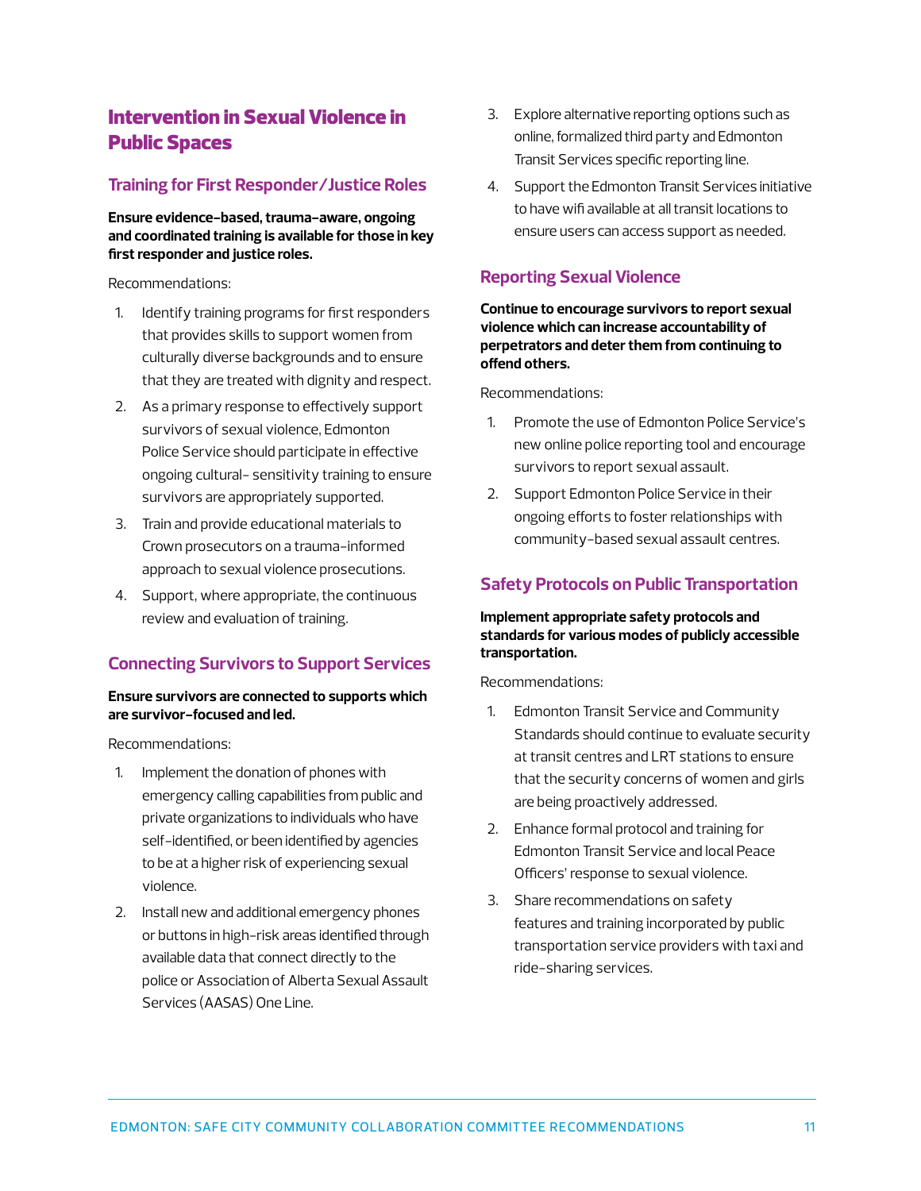## Intervention in Sexual Violence in Public Spaces

### Training for First Responder/Justice Roles

**Ensure evidence-based, trauma-aware, ongoing and coordinated training is available for those in key first responder and justice roles.**

Recommendations:

1. Identify training programs for first responders that provides skills to support women from culturally diverse backgrounds and to ensure that they are treated with dignity and respect.
2. As a primary response to effectively support survivors of sexual violence, Edmonton Police Service should participate in effective ongoing cultural- sensitivity training to ensure survivors are appropriately supported.
3. Train and provide educational materials to Crown prosecutors on a trauma-informed approach to sexual violence prosecutions.
4. Support, where appropriate, the continuous review and evaluation of training.

### Connecting Survivors to Support Services

**Ensure survivors are connected to supports which are survivor-focused and led.**

Recommendations:

1. Implement the donation of phones with emergency calling capabilities from public and private organizations to individuals who have self-identified, or been identified by agencies to be at a higher risk of experiencing sexual violence.
2. Install new and additional emergency phones or buttons in high-risk areas identified through available data that connect directly to the police or Association of Alberta Sexual Assault Services (AASAS) One Line.
3. Explore alternative reporting options such as online, formalized third party and Edmonton Transit Services specific reporting line.
4. Support the Edmonton Transit Services initiative to have wifi available at all transit locations to ensure users can access support as needed.

### Reporting Sexual Violence

**Continue to encourage survivors to report sexual violence which can increase accountability of perpetrators and deter them from continuing to offend others.**

Recommendations:

1. Promote the use of Edmonton Police Service's new online police reporting tool and encourage survivors to report sexual assault.
2. Support Edmonton Police Service in their ongoing efforts to foster relationships with community-based sexual assault centres.

### Safety Protocols on Public Transportation

**Implement appropriate safety protocols and standards for various modes of publicly accessible transportation.**

Recommendations:

1. Edmonton Transit Service and Community Standards should continue to evaluate security at transit centres and LRT stations to ensure that the security concerns of women and girls are being proactively addressed.
2. Enhance formal protocol and training for Edmonton Transit Service and local Peace Officers' response to sexual violence.
3. Share recommendations on safety features and training incorporated by public transportation service providers with taxi and ride-sharing services.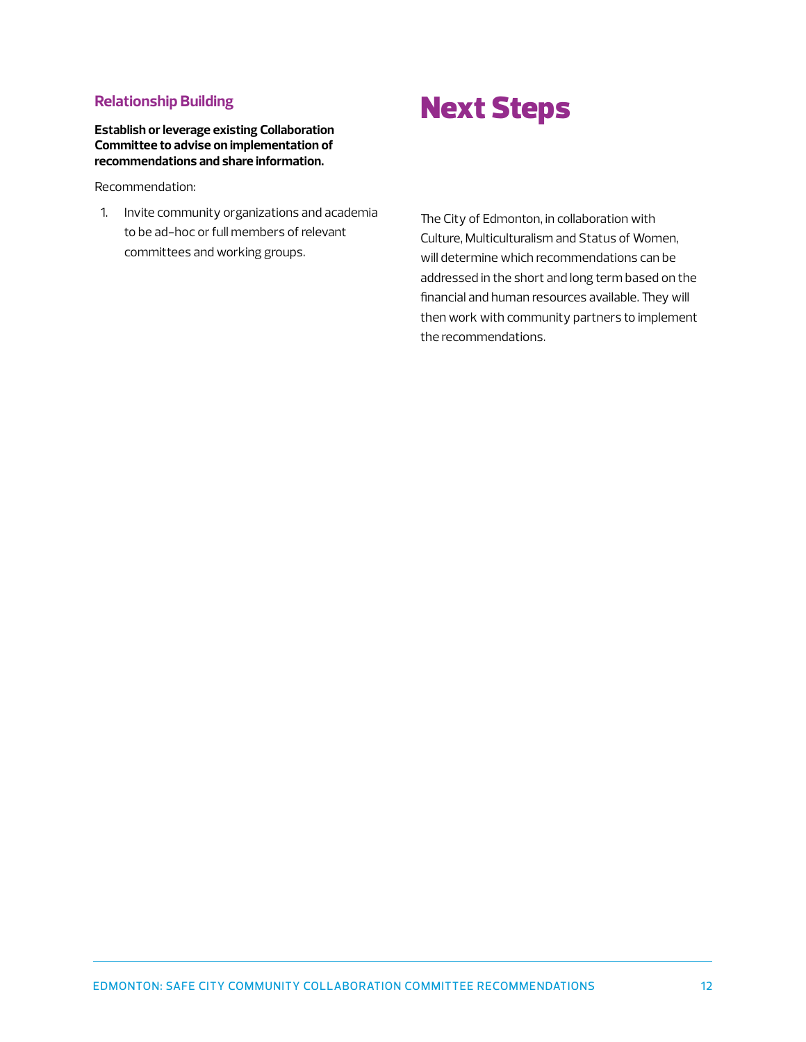### Relationship Building

**Establish or leverage existing Collaboration Committee to advise on implementation of recommendations and share information.**

Recommendation:

1. Invite community organizations and academia to be ad-hoc or full members of relevant committees and working groups.

# Next Steps

The City of Edmonton, in collaboration with Culture, Multiculturalism and Status of Women, will determine which recommendations can be addressed in the short and long term based on the financial and human resources available. They will then work with community partners to implement the recommendations.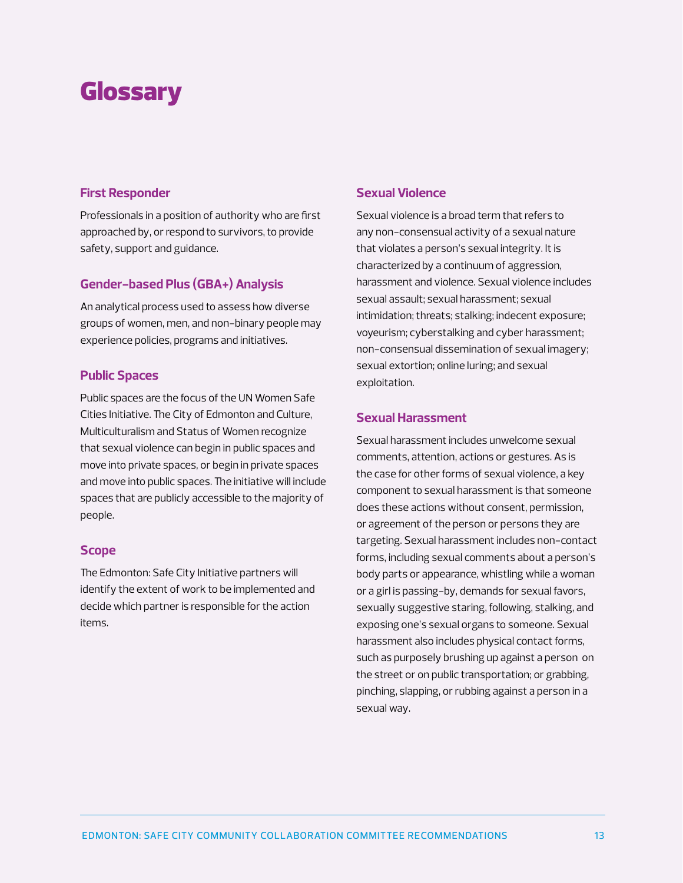# Glossary

### First Responder

Professionals in a position of authority who are first approached by, or respond to survivors, to provide safety, support and guidance.

### Gender-based Plus (GBA+) Analysis

An analytical process used to assess how diverse groups of women, men, and non-binary people may experience policies, programs and initiatives.

### Public Spaces

Public spaces are the focus of the UN Women Safe Cities Initiative. The City of Edmonton and Culture, Multiculturalism and Status of Women recognize that sexual violence can begin in public spaces and move into private spaces, or begin in private spaces and move into public spaces. The initiative will include spaces that are publicly accessible to the majority of people.

### Scope

The Edmonton: Safe City Initiative partners will identify the extent of work to be implemented and decide which partner is responsible for the action items.

### Sexual Violence

Sexual violence is a broad term that refers to any non-consensual activity of a sexual nature that violates a person's sexual integrity. It is characterized by a continuum of aggression, harassment and violence. Sexual violence includes sexual assault; sexual harassment; sexual intimidation; threats; stalking; indecent exposure; voyeurism; cyberstalking and cyber harassment; non-consensual dissemination of sexual imagery; sexual extortion; online luring; and sexual exploitation.

### Sexual Harassment

Sexual harassment includes unwelcome sexual comments, attention, actions or gestures. As is the case for other forms of sexual violence, a key component to sexual harassment is that someone does these actions without consent, permission, or agreement of the person or persons they are targeting. Sexual harassment includes non-contact forms, including sexual comments about a person's body parts or appearance, whistling while a woman or a girl is passing-by, demands for sexual favors, sexually suggestive staring, following, stalking, and exposing one's sexual organs to someone. Sexual harassment also includes physical contact forms, such as purposely brushing up against a person on the street or on public transportation; or grabbing, pinching, slapping, or rubbing against a person in a sexual way.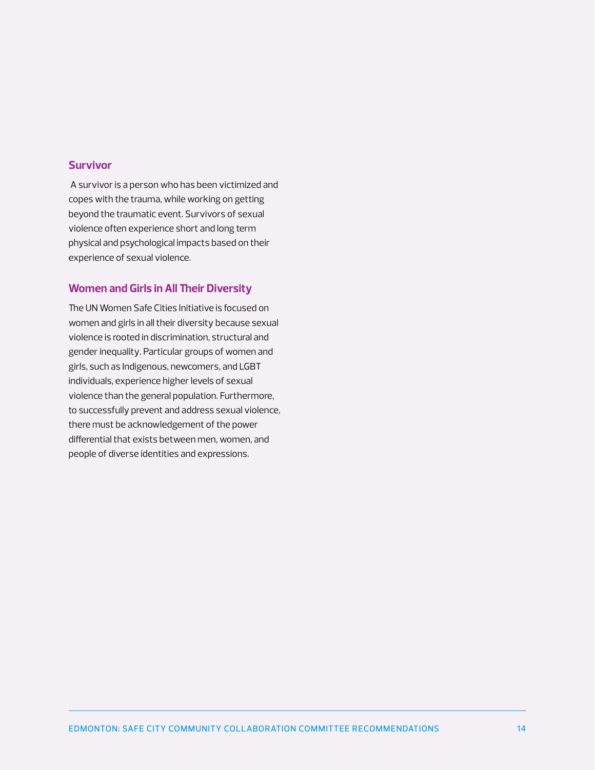### Survivor

A survivor is a person who has been victimized and copes with the trauma, while working on getting beyond the traumatic event. Survivors of sexual violence often experience short and long term physical and psychological impacts based on their experience of sexual violence.

### Women and Girls in All Their Diversity

The UN Women Safe Cities Initiative is focused on women and girls in all their diversity because sexual violence is rooted in discrimination, structural and gender inequality. Particular groups of women and girls, such as Indigenous, newcomers, and LGBT individuals, experience higher levels of sexual violence than the general population. Furthermore, to successfully prevent and address sexual violence, there must be acknowledgement of the power differential that exists between men, women, and people of diverse identities and expressions.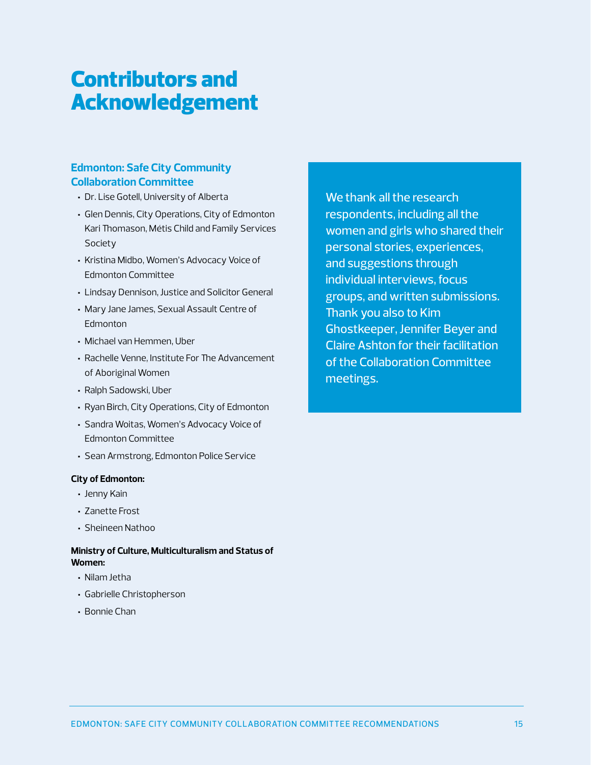# Contributors and Acknowledgement

### Edmonton: Safe City Community Collaboration Committee

- Dr. Lise Gotell, University of Alberta
- Glen Dennis, City Operations, City of Edmonton Kari Thomason, Métis Child and Family Services Society
- Kristina Midbo, Women's Advocacy Voice of Edmonton Committee
- Lindsay Dennison, Justice and Solicitor General
- Mary Jane James, Sexual Assault Centre of Edmonton
- Michael van Hemmen, Uber
- Rachelle Venne, Institute For The Advancement of Aboriginal Women
- Ralph Sadowski, Uber
- Ryan Birch, City Operations, City of Edmonton
- Sandra Woitas, Women's Advocacy Voice of Edmonton Committee
- Sean Armstrong, Edmonton Police Service

**City of Edmonton:**

- Jenny Kain
- Zanette Frost
- Sheineen Nathoo

**Ministry of Culture, Multiculturalism and Status of Women:**

- Nilam Jetha
- Gabrielle Christopherson
- Bonnie Chan

We thank all the research respondents, including all the women and girls who shared their personal stories, experiences, and suggestions through individual interviews, focus groups, and written submissions. Thank you also to Kim Ghostkeeper, Jennifer Beyer and Claire Ashton for their facilitation of the Collaboration Committee meetings.